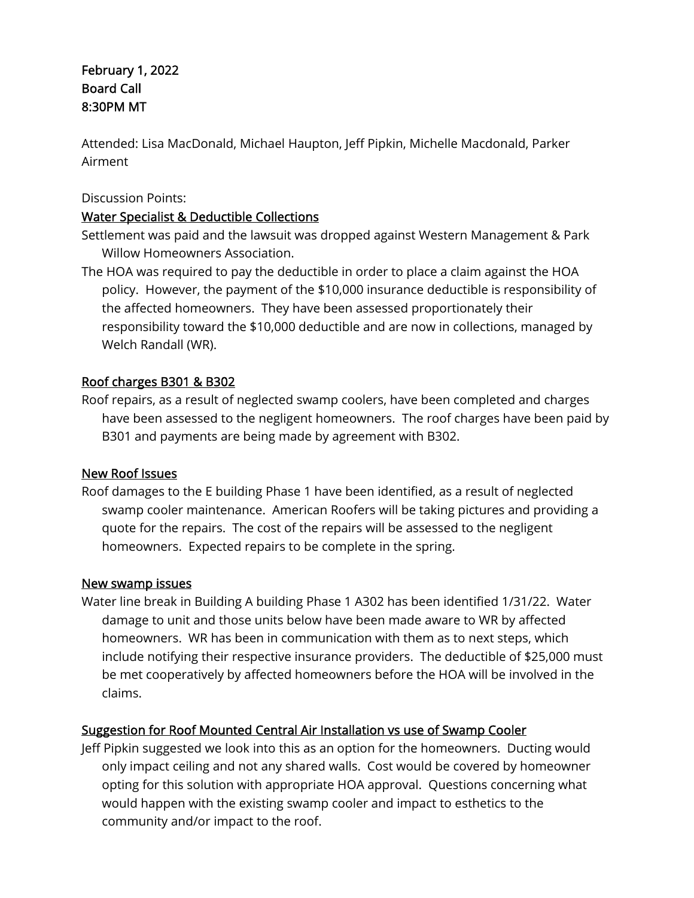**February 1, 2022**
**Board Call**
**8:30PM MT**

Attended: Lisa MacDonald, Michael Haupton, Jeff Pipkin, Michelle Macdonald, Parker Airment

Discussion Points:

<u>Water Specialist & Deductible Collections</u>

Settlement was paid and the lawsuit was dropped against Western Management & Park Willow Homeowners Association.

The HOA was required to pay the deductible in order to place a claim against the HOA policy. However, the payment of the $10,000 insurance deductible is responsibility of the affected homeowners. They have been assessed proportionately their responsibility toward the $10,000 deductible and are now in collections, managed by Welch Randall (WR).

<u>Roof charges B301 & B302</u>

Roof repairs, as a result of neglected swamp coolers, have been completed and charges have been assessed to the negligent homeowners. The roof charges have been paid by B301 and payments are being made by agreement with B302.

<u>New Roof Issues</u>

Roof damages to the E building Phase 1 have been identified, as a result of neglected swamp cooler maintenance. American Roofers will be taking pictures and providing a quote for the repairs. The cost of the repairs will be assessed to the negligent homeowners. Expected repairs to be complete in the spring.

<u>New swamp issues</u>

Water line break in Building A building Phase 1 A302 has been identified 1/31/22. Water damage to unit and those units below have been made aware to WR by affected homeowners. WR has been in communication with them as to next steps, which include notifying their respective insurance providers. The deductible of $25,000 must be met cooperatively by affected homeowners before the HOA will be involved in the claims.

<u>Suggestion for Roof Mounted Central Air Installation vs use of Swamp Cooler</u>

Jeff Pipkin suggested we look into this as an option for the homeowners. Ducting would only impact ceiling and not any shared walls. Cost would be covered by homeowner opting for this solution with appropriate HOA approval. Questions concerning what would happen with the existing swamp cooler and impact to esthetics to the community and/or impact to the roof.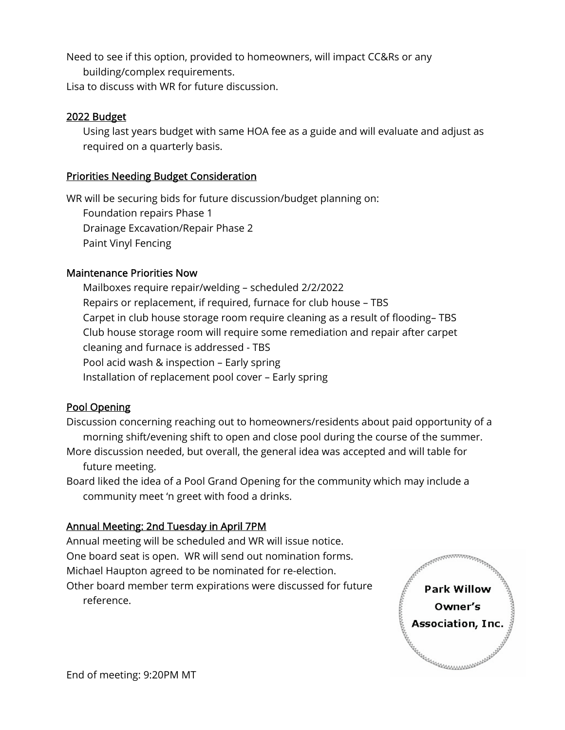Need to see if this option, provided to homeowners, will impact CC&Rs or any building/complex requirements.

Lisa to discuss with WR for future discussion.

## 2022 Budget

Using last years budget with same HOA fee as a guide and will evaluate and adjust as required on a quarterly basis.

## Priorities Needing Budget Consideration

WR will be securing bids for future discussion/budget planning on:

- Foundation repairs Phase 1
- Drainage Excavation/Repair Phase 2
- Paint Vinyl Fencing

## Maintenance Priorities Now

- Mailboxes require repair/welding – scheduled 2/2/2022
- Repairs or replacement, if required, furnace for club house – TBS
- Carpet in club house storage room require cleaning as a result of flooding– TBS
- Club house storage room will require some remediation and repair after carpet cleaning and furnace is addressed - TBS
- Pool acid wash & inspection – Early spring
- Installation of replacement pool cover – Early spring

## Pool Opening

Discussion concerning reaching out to homeowners/residents about paid opportunity of a morning shift/evening shift to open and close pool during the course of the summer.

More discussion needed, but overall, the general idea was accepted and will table for future meeting.

Board liked the idea of a Pool Grand Opening for the community which may include a community meet 'n greet with food a drinks.

## Annual Meeting: 2nd Tuesday in April 7PM

Annual meeting will be scheduled and WR will issue notice.

One board seat is open. WR will send out nomination forms.

Michael Haupton agreed to be nominated for re-election.

Other board member term expirations were discussed for future reference.

Park Willow Owner's Association, Inc.

End of meeting: 9:20PM MT